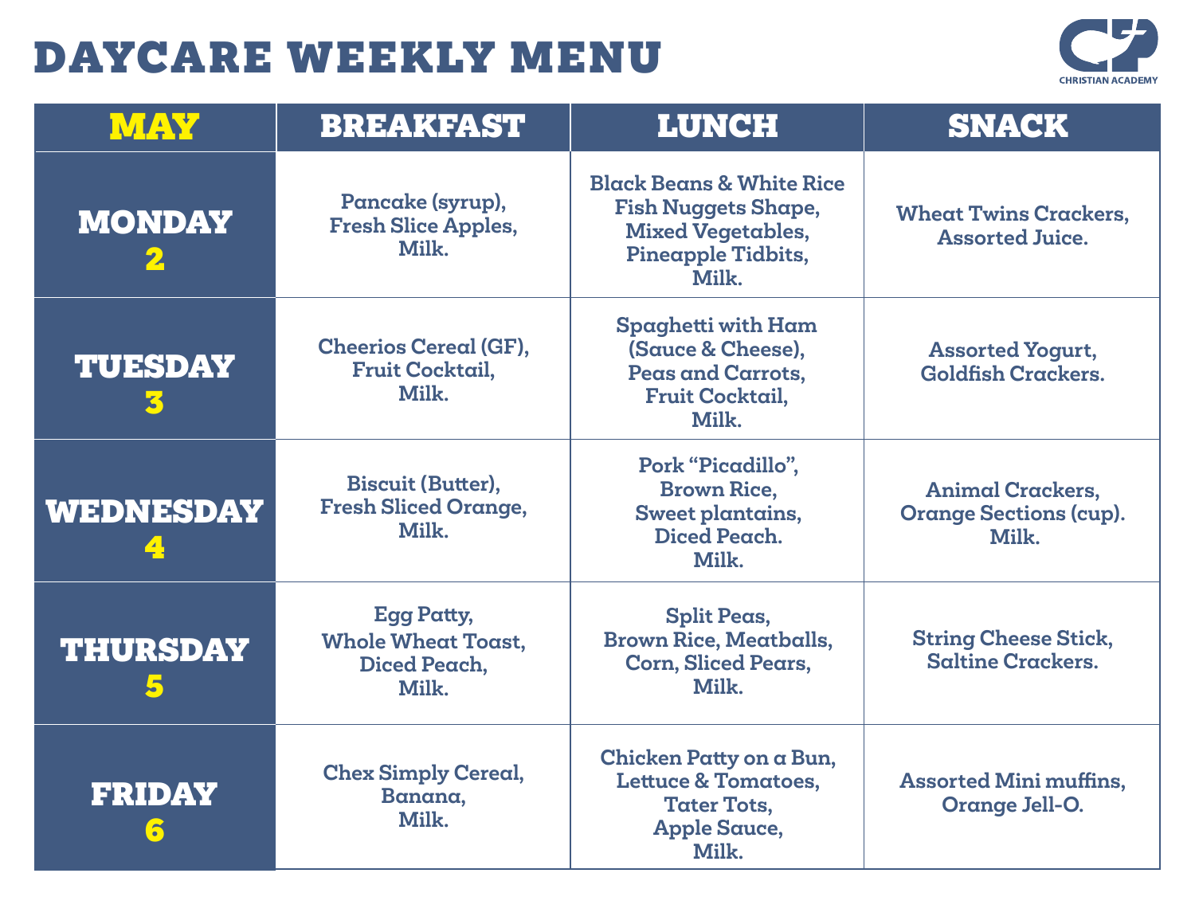# DAYCARE WEEKLY MENU

CHRISTIAN ACADEMY

| MAY | BREAKFAST | LUNCH | SNACK |
|---|---|---|---|
| **MONDAY 2** | Pancake (syrup), Fresh Slice Apples, Milk. | Black Beans & White Rice Fish Nuggets Shape, Mixed Vegetables, Pineapple Tidbits, Milk. | Wheat Twins Crackers, Assorted Juice. |
| **TUESDAY 3** | Cheerios Cereal (GF), Fruit Cocktail, Milk. | Spaghetti with Ham (Sauce & Cheese), Peas and Carrots, Fruit Cocktail, Milk. | Assorted Yogurt, Goldfish Crackers. |
| **WEDNESDAY 4** | Biscuit (Butter), Fresh Sliced Orange, Milk. | Pork "Picadillo", Brown Rice, Sweet plantains, Diced Peach. Milk. | Animal Crackers, Orange Sections (cup). Milk. |
| **THURSDAY 5** | Egg Patty, Whole Wheat Toast, Diced Peach, Milk. | Split Peas, Brown Rice, Meatballs, Corn, Sliced Pears, Milk. | String Cheese Stick, Saltine Crackers. |
| **FRIDAY 6** | Chex Simply Cereal, Banana, Milk. | Chicken Patty on a Bun, Lettuce & Tomatoes, Tater Tots, Apple Sauce, Milk. | Assorted Mini muffins, Orange Jell-O. |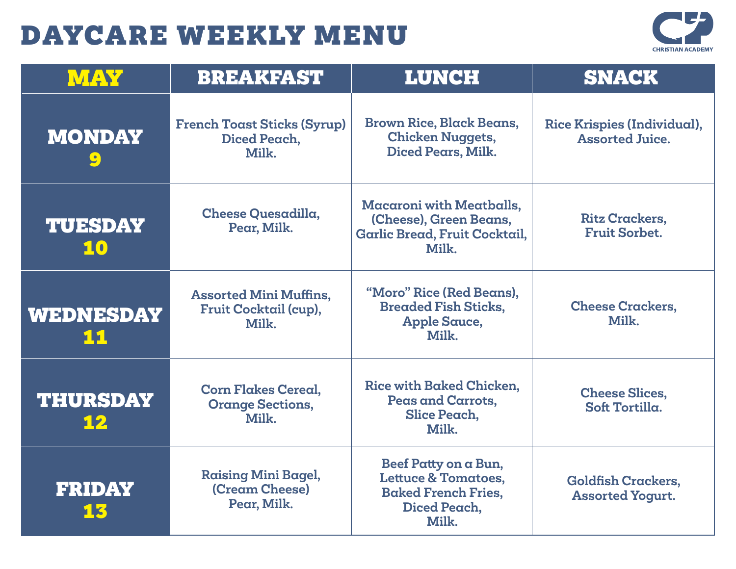# DAYCARE WEEKLY MENU

CHRISTIAN ACADEMY

| MAY | BREAKFAST | LUNCH | SNACK |
|---|---|---|---|
| MONDAY 9 | French Toast Sticks (Syrup) Diced Peach, Milk. | Brown Rice, Black Beans, Chicken Nuggets, Diced Pears, Milk. | Rice Krispies (Individual), Assorted Juice. |
| TUESDAY 10 | Cheese Quesadilla, Pear, Milk. | Macaroni with Meatballs, (Cheese), Green Beans, Garlic Bread, Fruit Cocktail, Milk. | Ritz Crackers, Fruit Sorbet. |
| WEDNESDAY 11 | Assorted Mini Muffins, Fruit Cocktail (cup), Milk. | "Moro" Rice (Red Beans), Breaded Fish Sticks, Apple Sauce, Milk. | Cheese Crackers, Milk. |
| THURSDAY 12 | Corn Flakes Cereal, Orange Sections, Milk. | Rice with Baked Chicken, Peas and Carrots, Slice Peach, Milk. | Cheese Slices, Soft Tortilla. |
| FRIDAY 13 | Raising Mini Bagel, (Cream Cheese) Pear, Milk. | Beef Patty on a Bun, Lettuce & Tomatoes, Baked French Fries, Diced Peach, Milk. | Goldfish Crackers, Assorted Yogurt. |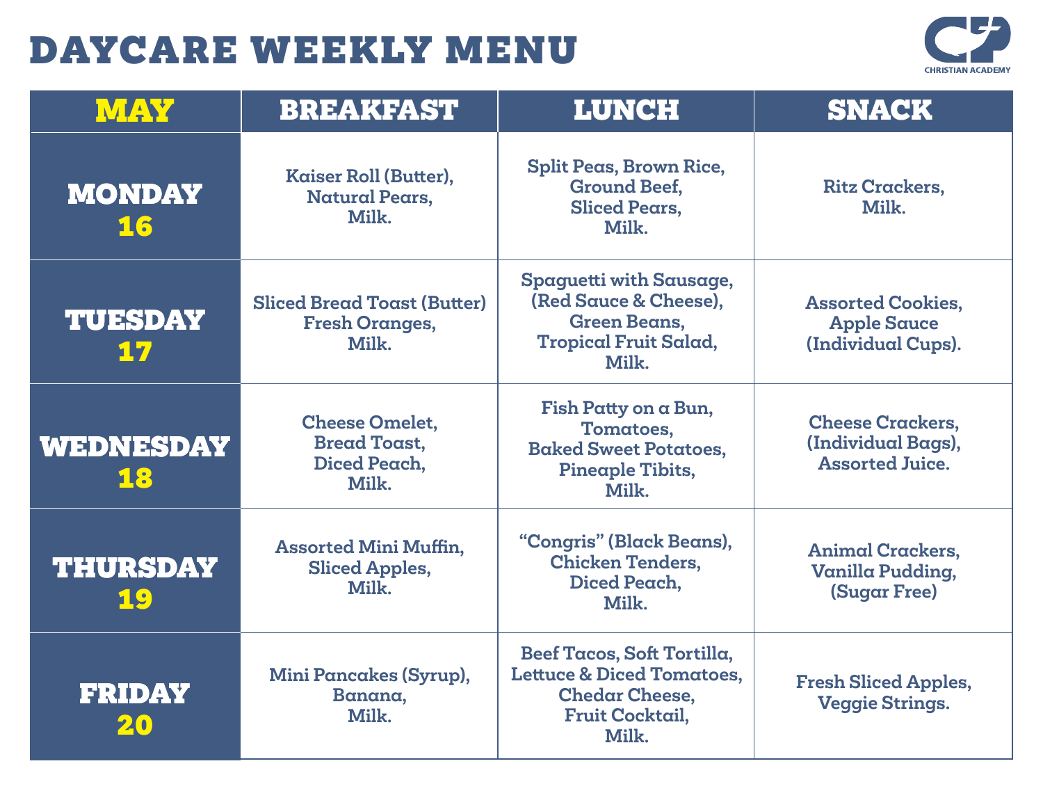# DAYCARE WEEKLY MENU

CHRISTIAN ACADEMY

| MAY | BREAKFAST | LUNCH | SNACK |
| --- | --- | --- | --- |
| MONDAY 16 | Kaiser Roll (Butter), Natural Pears, Milk. | Split Peas, Brown Rice, Ground Beef, Sliced Pears, Milk. | Ritz Crackers, Milk. |
| TUESDAY 17 | Sliced Bread Toast (Butter) Fresh Oranges, Milk. | Spaguetti with Sausage, (Red Sauce & Cheese), Green Beans, Tropical Fruit Salad, Milk. | Assorted Cookies, Apple Sauce (Individual Cups). |
| WEDNESDAY 18 | Cheese Omelet, Bread Toast, Diced Peach, Milk. | Fish Patty on a Bun, Tomatoes, Baked Sweet Potatoes, Pineaple Tibits, Milk. | Cheese Crackers, (Individual Bags), Assorted Juice. |
| THURSDAY 19 | Assorted Mini Muffin, Sliced Apples, Milk. | "Congris" (Black Beans), Chicken Tenders, Diced Peach, Milk. | Animal Crackers, Vanilla Pudding, (Sugar Free) |
| FRIDAY 20 | Mini Pancakes (Syrup), Banana, Milk. | Beef Tacos, Soft Tortilla, Lettuce & Diced Tomatoes, Chedar Cheese, Fruit Cocktail, Milk. | Fresh Sliced Apples, Veggie Strings. |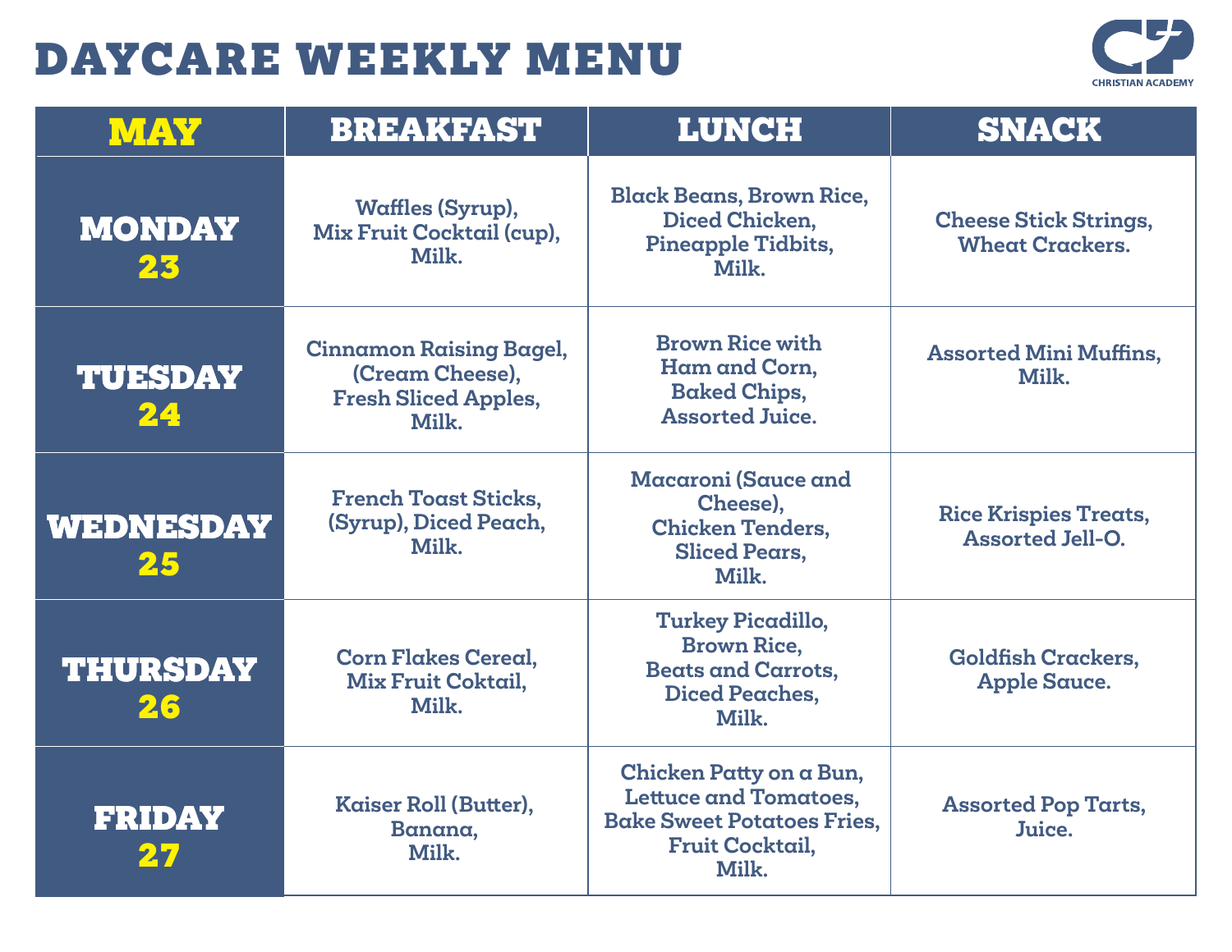# DAYCARE WEEKLY MENU

CHRISTIAN ACADEMY

| MAY | BREAKFAST | LUNCH | SNACK |
|---|---|---|---|
| MONDAY 23 | Waffles (Syrup), Mix Fruit Cocktail (cup), Milk. | Black Beans, Brown Rice, Diced Chicken, Pineapple Tidbits, Milk. | Cheese Stick Strings, Wheat Crackers. |
| TUESDAY 24 | Cinnamon Raising Bagel, (Cream Cheese), Fresh Sliced Apples, Milk. | Brown Rice with Ham and Corn, Baked Chips, Assorted Juice. | Assorted Mini Muffins, Milk. |
| WEDNESDAY 25 | French Toast Sticks, (Syrup), Diced Peach, Milk. | Macaroni (Sauce and Cheese), Chicken Tenders, Sliced Pears, Milk. | Rice Krispies Treats, Assorted Jell-O. |
| THURSDAY 26 | Corn Flakes Cereal, Mix Fruit Coktail, Milk. | Turkey Picadillo, Brown Rice, Beats and Carrots, Diced Peaches, Milk. | Goldfish Crackers, Apple Sauce. |
| FRIDAY 27 | Kaiser Roll (Butter), Banana, Milk. | Chicken Patty on a Bun, Lettuce and Tomatoes, Bake Sweet Potatoes Fries, Fruit Cocktail, Milk. | Assorted Pop Tarts, Juice. |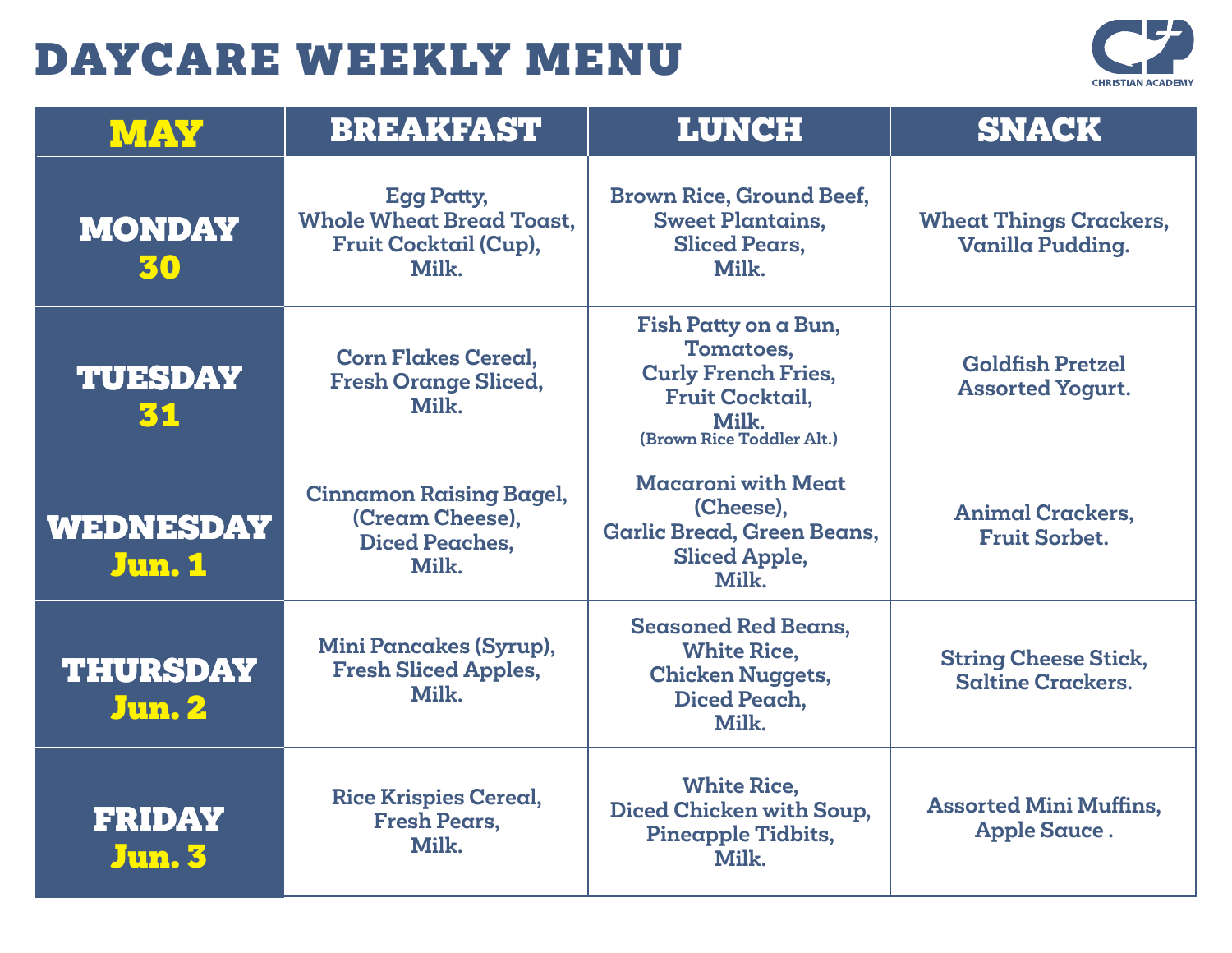# DAYCARE WEEKLY MENU

CHRISTIAN ACADEMY

| MAY | BREAKFAST | LUNCH | SNACK |
| --- | --- | --- | --- |
| MONDAY 30 | Egg Patty, Whole Wheat Bread Toast, Fruit Cocktail (Cup), Milk. | Brown Rice, Ground Beef, Sweet Plantains, Sliced Pears, Milk. | Wheat Things Crackers, Vanilla Pudding. |
| TUESDAY 31 | Corn Flakes Cereal, Fresh Orange Sliced, Milk. | Fish Patty on a Bun, Tomatoes, Curly French Fries, Fruit Cocktail, Milk. (Brown Rice Toddler Alt.) | Goldfish Pretzel Assorted Yogurt. |
| WEDNESDAY Jun. 1 | Cinnamon Raising Bagel, (Cream Cheese), Diced Peaches, Milk. | Macaroni with Meat (Cheese), Garlic Bread, Green Beans, Sliced Apple, Milk. | Animal Crackers, Fruit Sorbet. |
| THURSDAY Jun. 2 | Mini Pancakes (Syrup), Fresh Sliced Apples, Milk. | Seasoned Red Beans, White Rice, Chicken Nuggets, Diced Peach, Milk. | String Cheese Stick, Saltine Crackers. |
| FRIDAY Jun. 3 | Rice Krispies Cereal, Fresh Pears, Milk. | White Rice, Diced Chicken with Soup, Pineapple Tidbits, Milk. | Assorted Mini Muffins, Apple Sauce . |